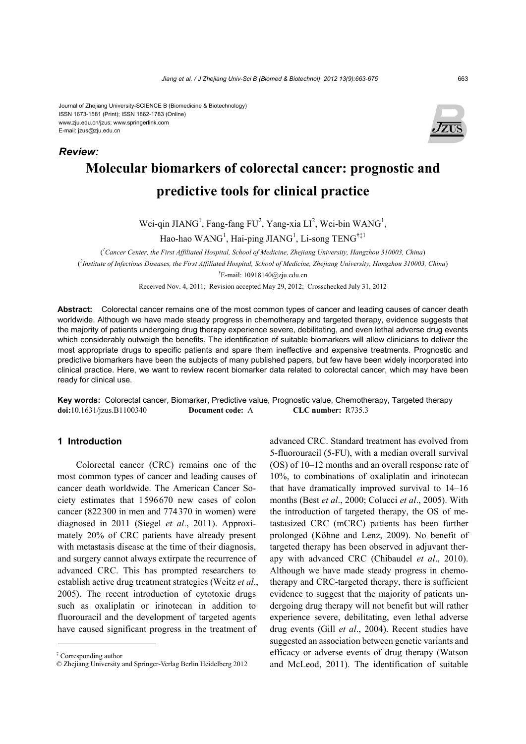Journal of Zhejiang University-SCIENCE B (Biomedicine & Biotechnology)
ISSN 1673-1581 (Print); ISSN 1862-1783 (Online)
www.zju.edu.cn/jzus; www.springerlink.com
E-mail: jzus@zju.edu.cn

***Review:***

# Molecular biomarkers of colorectal cancer: prognostic and predictive tools for clinical practice

Wei-qin JIANG[1], Fang-fang FU[2], Yang-xia LI[2], Wei-bin WANG[1], Hao-hao WANG[1], Hai-ping JIANG[1], Li-song TENG[†‡1]

([1]*Cancer Center, the First Affiliated Hospital, School of Medicine, Zhejiang University, Hangzhou 310003, China*)

([2]*Institute of Infectious Diseases, the First Affiliated Hospital, School of Medicine, Zhejiang University, Hangzhou 310003, China*)

[†]E-mail: 10918140@zju.edu.cn

Received Nov. 4, 2011; Revision accepted May 29, 2012; Crosschecked July 31, 2012

**Abstract:** Colorectal cancer remains one of the most common types of cancer and leading causes of cancer death worldwide. Although we have made steady progress in chemotherapy and targeted therapy, evidence suggests that the majority of patients undergoing drug therapy experience severe, debilitating, and even lethal adverse drug events which considerably outweigh the benefits. The identification of suitable biomarkers will allow clinicians to deliver the most appropriate drugs to specific patients and spare them ineffective and expensive treatments. Prognostic and predictive biomarkers have been the subjects of many published papers, but few have been widely incorporated into clinical practice. Here, we want to review recent biomarker data related to colorectal cancer, which may have been ready for clinical use.

**Key words:** Colorectal cancer, Biomarker, Predictive value, Prognostic value, Chemotherapy, Targeted therapy
**doi:**10.1631/jzus.B1100340 **Document code:** A **CLC number:** R735.3

## 1 Introduction

Colorectal cancer (CRC) remains one of the most common types of cancer and leading causes of cancer death worldwide. The American Cancer Society estimates that 1596670 new cases of colon cancer (822300 in men and 774370 in women) were diagnosed in 2011 (Siegel *et al*., 2011). Approximately 20% of CRC patients have already present with metastasis disease at the time of their diagnosis, and surgery cannot always extirpate the recurrence of advanced CRC. This has prompted researchers to establish active drug treatment strategies (Weitz *et al*., 2005). The recent introduction of cytotoxic drugs such as oxaliplatin or irinotecan in addition to fluorouracil and the development of targeted agents have caused significant progress in the treatment of advanced CRC. Standard treatment has evolved from 5-fluorouracil (5-FU), with a median overall survival (OS) of 10–12 months and an overall response rate of 10%, to combinations of oxaliplatin and irinotecan that have dramatically improved survival to 14–16 months (Best *et al*., 2000; Colucci *et al*., 2005). With the introduction of targeted therapy, the OS of metastasized CRC (mCRC) patients has been further prolonged (Köhne and Lenz, 2009). No benefit of targeted therapy has been observed in adjuvant therapy with advanced CRC (Chibaudel *et al*., 2010). Although we have made steady progress in chemotherapy and CRC-targeted therapy, there is sufficient evidence to suggest that the majority of patients undergoing drug therapy will not benefit but will rather experience severe, debilitating, even lethal adverse drug events (Gill *et al*., 2004). Recent studies have suggested an association between genetic variants and efficacy or adverse events of drug therapy (Watson and McLeod, 2011). The identification of suitable

---

‡ Corresponding author
© Zhejiang University and Springer-Verlag Berlin Heidelberg 2012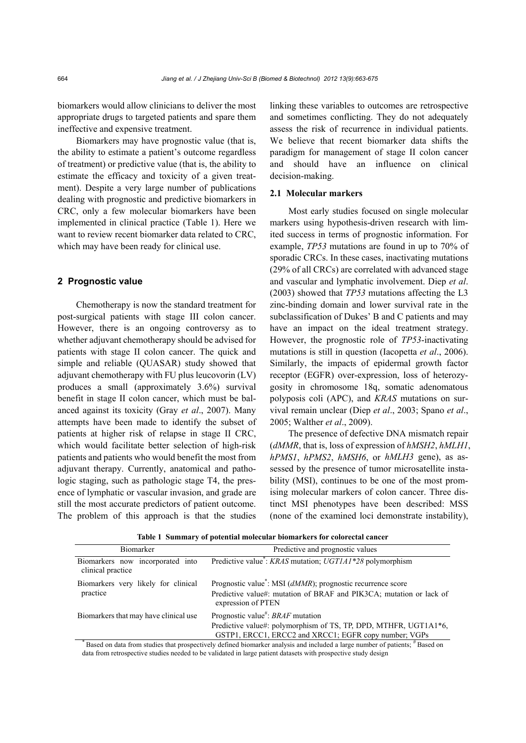biomarkers would allow clinicians to deliver the most appropriate drugs to targeted patients and spare them ineffective and expensive treatment.

Biomarkers may have prognostic value (that is, the ability to estimate a patient's outcome regardless of treatment) or predictive value (that is, the ability to estimate the efficacy and toxicity of a given treatment). Despite a very large number of publications dealing with prognostic and predictive biomarkers in CRC, only a few molecular biomarkers have been implemented in clinical practice (Table 1). Here we want to review recent biomarker data related to CRC, which may have been ready for clinical use.

## 2 Prognostic value

Chemotherapy is now the standard treatment for post-surgical patients with stage III colon cancer. However, there is an ongoing controversy as to whether adjuvant chemotherapy should be advised for patients with stage II colon cancer. The quick and simple and reliable (QUASAR) study showed that adjuvant chemotherapy with FU plus leucovorin (LV) produces a small (approximately 3.6%) survival benefit in stage II colon cancer, which must be balanced against its toxicity (Gray *et al*., 2007). Many attempts have been made to identify the subset of patients at higher risk of relapse in stage II CRC, which would facilitate better selection of high-risk patients and patients who would benefit the most from adjuvant therapy. Currently, anatomical and pathologic staging, such as pathologic stage T4, the presence of lymphatic or vascular invasion, and grade are still the most accurate predictors of patient outcome. The problem of this approach is that the studies linking these variables to outcomes are retrospective and sometimes conflicting. They do not adequately assess the risk of recurrence in individual patients. We believe that recent biomarker data shifts the paradigm for management of stage II colon cancer and should have an influence on clinical decision-making.

### 2.1 Molecular markers

Most early studies focused on single molecular markers using hypothesis-driven research with limited success in terms of prognostic information. For example, *TP53* mutations are found in up to 70% of sporadic CRCs. In these cases, inactivating mutations (29% of all CRCs) are correlated with advanced stage and vascular and lymphatic involvement. Diep *et al*. (2003) showed that *TP53* mutations affecting the L3 zinc-binding domain and lower survival rate in the subclassification of Dukes' B and C patients and may have an impact on the ideal treatment strategy. However, the prognostic role of *TP53*-inactivating mutations is still in question (Iacopetta *et al*., 2006). Similarly, the impacts of epidermal growth factor receptor (EGFR) over-expression, loss of heterozygosity in chromosome 18q, somatic adenomatous polyposis coli (APC), and *KRAS* mutations on survival remain unclear (Diep *et al*., 2003; Spano *et al*., 2005; Walther *et al*., 2009).

The presence of defective DNA mismatch repair (*dMMR*, that is, loss of expression of *hMSH2*, *hMLH1*, *hPMS1*, *hPMS2*, *hMSH6*, or *hMLH3* gene), as assessed by the presence of tumor microsatellite instability (MSI), continues to be one of the most promising molecular markers of colon cancer. Three distinct MSI phenotypes have been described: MSS (none of the examined loci demonstrate instability),

**Table 1 Summary of potential molecular biomarkers for colorectal cancer**

| Biomarker | Predictive and prognostic values |
|---|---|
| Biomarkers now incorporated into clinical practice | Predictive value*: *KRAS* mutation; *UGT1A1\*28* polymorphism |
| Biomarkers very likely for clinical practice | Prognostic value*: MSI (*dMMR*); prognostic recurrence score<br>Predictive value#: mutation of BRAF and PIK3CA; mutation or lack of expression of PTEN |
| Biomarkers that may have clinical use | Prognostic value#: *BRAF* mutation<br>Predictive value#: polymorphism of TS, TP, DPD, MTHFR, UGT1A1\*6, GSTP1, ERCC1, ERCC2 and XRCC1; EGFR copy number; VGPs |

\* Based on data from studies that prospectively defined biomarker analysis and included a large number of patients; # Based on data from retrospective studies needed to be validated in large patient datasets with prospective study design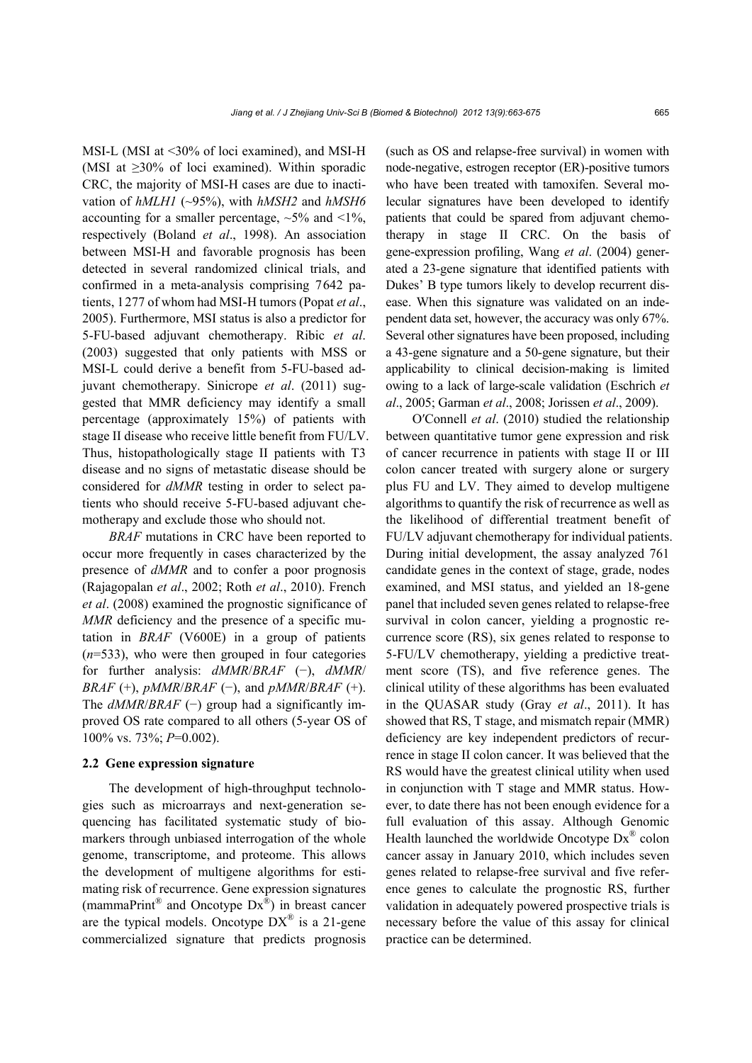MSI-L (MSI at <30% of loci examined), and MSI-H (MSI at ≥30% of loci examined). Within sporadic CRC, the majority of MSI-H cases are due to inactivation of *hMLH1* (~95%), with *hMSH2* and *hMSH6* accounting for a smaller percentage, ~5% and <1%, respectively (Boland *et al*., 1998). An association between MSI-H and favorable prognosis has been detected in several randomized clinical trials, and confirmed in a meta-analysis comprising 7642 patients, 1277 of whom had MSI-H tumors (Popat *et al*., 2005). Furthermore, MSI status is also a predictor for 5-FU-based adjuvant chemotherapy. Ribic *et al*. (2003) suggested that only patients with MSS or MSI-L could derive a benefit from 5-FU-based adjuvant chemotherapy. Sinicrope *et al*. (2011) suggested that MMR deficiency may identify a small percentage (approximately 15%) of patients with stage II disease who receive little benefit from FU/LV. Thus, histopathologically stage II patients with T3 disease and no signs of metastatic disease should be considered for *dMMR* testing in order to select patients who should receive 5-FU-based adjuvant chemotherapy and exclude those who should not.

*BRAF* mutations in CRC have been reported to occur more frequently in cases characterized by the presence of *dMMR* and to confer a poor prognosis (Rajagopalan *et al*., 2002; Roth *et al*., 2010). French *et al*. (2008) examined the prognostic significance of *MMR* deficiency and the presence of a specific mutation in *BRAF* (V600E) in a group of patients ($n$=533), who were then grouped in four categories for further analysis: *dMMR*/*BRAF* (−), *dMMR*/*BRAF* (+), *pMMR*/*BRAF* (−), and *pMMR*/*BRAF* (+). The *dMMR*/*BRAF* (−) group had a significantly improved OS rate compared to all others (5-year OS of 100% vs. 73%; $P$=0.002).

### 2.2 Gene expression signature

The development of high-throughput technologies such as microarrays and next-generation sequencing has facilitated systematic study of biomarkers through unbiased interrogation of the whole genome, transcriptome, and proteome. This allows the development of multigene algorithms for estimating risk of recurrence. Gene expression signatures (mammaPrint® and Oncotype Dx®) in breast cancer are the typical models. Oncotype DX® is a 21-gene commercialized signature that predicts prognosis (such as OS and relapse-free survival) in women with node-negative, estrogen receptor (ER)-positive tumors who have been treated with tamoxifen. Several molecular signatures have been developed to identify patients that could be spared from adjuvant chemotherapy in stage II CRC. On the basis of gene-expression profiling, Wang *et al*. (2004) generated a 23-gene signature that identified patients with Dukes' B type tumors likely to develop recurrent disease. When this signature was validated on an independent data set, however, the accuracy was only 67%. Several other signatures have been proposed, including a 43-gene signature and a 50-gene signature, but their applicability to clinical decision-making is limited owing to a lack of large-scale validation (Eschrich *et al*., 2005; Garman *et al*., 2008; Jorissen *et al*., 2009).

O′Connell *et al*. (2010) studied the relationship between quantitative tumor gene expression and risk of cancer recurrence in patients with stage II or III colon cancer treated with surgery alone or surgery plus FU and LV. They aimed to develop multigene algorithms to quantify the risk of recurrence as well as the likelihood of differential treatment benefit of FU/LV adjuvant chemotherapy for individual patients. During initial development, the assay analyzed 761 candidate genes in the context of stage, grade, nodes examined, and MSI status, and yielded an 18-gene panel that included seven genes related to relapse-free survival in colon cancer, yielding a prognostic recurrence score (RS), six genes related to response to 5-FU/LV chemotherapy, yielding a predictive treatment score (TS), and five reference genes. The clinical utility of these algorithms has been evaluated in the QUASAR study (Gray *et al*., 2011). It has showed that RS, T stage, and mismatch repair (MMR) deficiency are key independent predictors of recurrence in stage II colon cancer. It was believed that the RS would have the greatest clinical utility when used in conjunction with T stage and MMR status. However, to date there has not been enough evidence for a full evaluation of this assay. Although Genomic Health launched the worldwide Oncotype Dx® colon cancer assay in January 2010, which includes seven genes related to relapse-free survival and five reference genes to calculate the prognostic RS, further validation in adequately powered prospective trials is necessary before the value of this assay for clinical practice can be determined.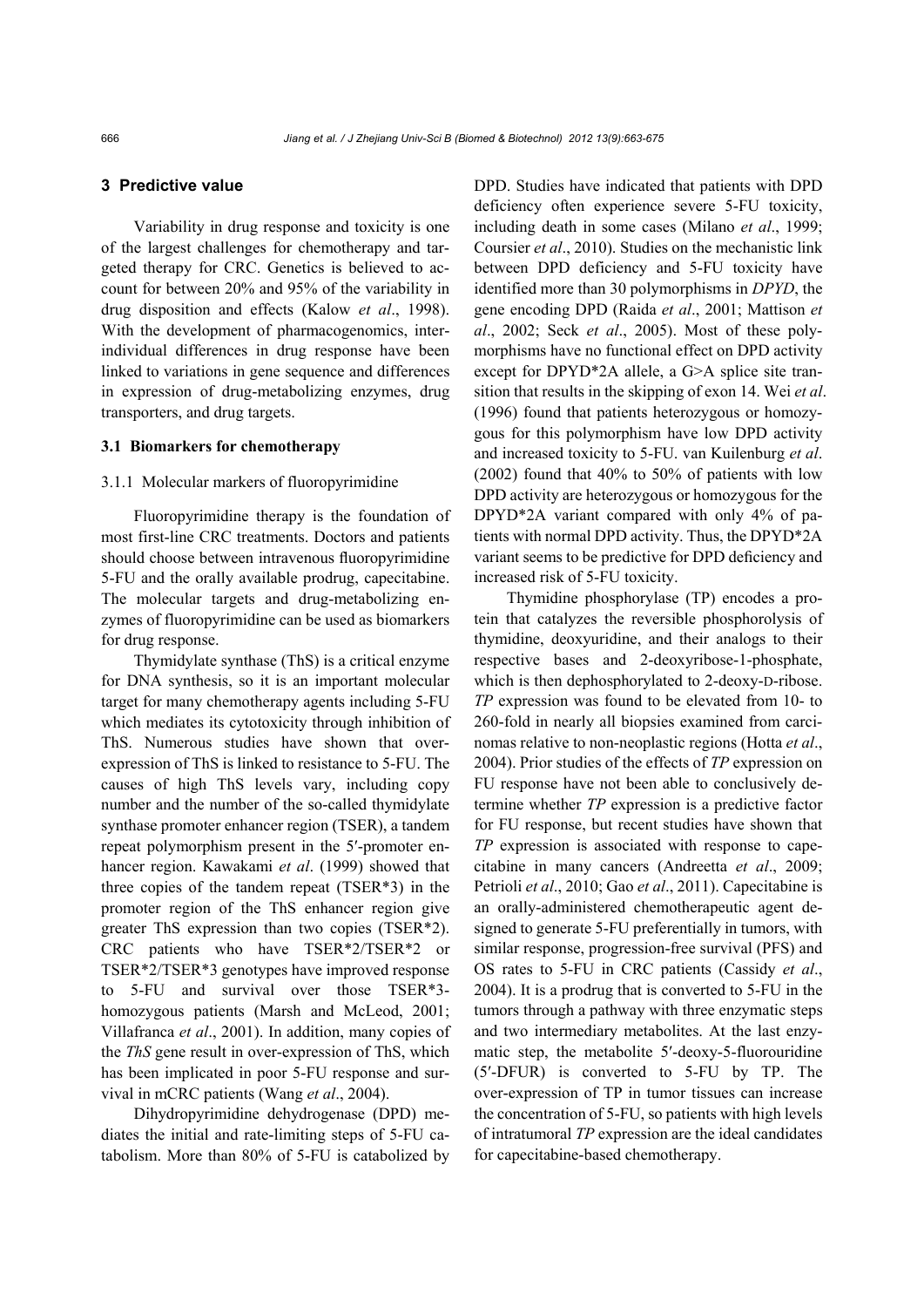## 3 Predictive value

Variability in drug response and toxicity is one of the largest challenges for chemotherapy and targeted therapy for CRC. Genetics is believed to account for between 20% and 95% of the variability in drug disposition and effects (Kalow *et al*., 1998). With the development of pharmacogenomics, interindividual differences in drug response have been linked to variations in gene sequence and differences in expression of drug-metabolizing enzymes, drug transporters, and drug targets.

### 3.1 Biomarkers for chemotherapy

#### 3.1.1 Molecular markers of fluoropyrimidine

Fluoropyrimidine therapy is the foundation of most first-line CRC treatments. Doctors and patients should choose between intravenous fluoropyrimidine 5-FU and the orally available prodrug, capecitabine. The molecular targets and drug-metabolizing enzymes of fluoropyrimidine can be used as biomarkers for drug response.

Thymidylate synthase (ThS) is a critical enzyme for DNA synthesis, so it is an important molecular target for many chemotherapy agents including 5-FU which mediates its cytotoxicity through inhibition of ThS. Numerous studies have shown that over-expression of ThS is linked to resistance to 5-FU. The causes of high ThS levels vary, including copy number and the number of the so-called thymidylate synthase promoter enhancer region (TSER), a tandem repeat polymorphism present in the 5′-promoter enhancer region. Kawakami *et al*. (1999) showed that three copies of the tandem repeat (TSER*3) in the promoter region of the ThS enhancer region give greater ThS expression than two copies (TSER*2). CRC patients who have TSER*2/TSER*2 or TSER*2/TSER*3 genotypes have improved response to 5-FU and survival over those TSER*3-homozygous patients (Marsh and McLeod, 2001; Villafranca *et al*., 2001). In addition, many copies of the *ThS* gene result in over-expression of ThS, which has been implicated in poor 5-FU response and survival in mCRC patients (Wang *et al*., 2004).

Dihydropyrimidine dehydrogenase (DPD) mediates the initial and rate-limiting steps of 5-FU catabolism. More than 80% of 5-FU is catabolized by DPD. Studies have indicated that patients with DPD deficiency often experience severe 5-FU toxicity, including death in some cases (Milano *et al*., 1999; Coursier *et al*., 2010). Studies on the mechanistic link between DPD deficiency and 5-FU toxicity have identified more than 30 polymorphisms in *DPYD*, the gene encoding DPD (Raida *et al*., 2001; Mattison *et al*., 2002; Seck *et al*., 2005). Most of these polymorphisms have no functional effect on DPD activity except for DPYD*2A allele, a G>A splice site transition that results in the skipping of exon 14. Wei *et al*. (1996) found that patients heterozygous or homozygous for this polymorphism have low DPD activity and increased toxicity to 5-FU. van Kuilenburg *et al*. (2002) found that 40% to 50% of patients with low DPD activity are heterozygous or homozygous for the DPYD*2A variant compared with only 4% of patients with normal DPD activity. Thus, the DPYD*2A variant seems to be predictive for DPD deficiency and increased risk of 5-FU toxicity.

Thymidine phosphorylase (TP) encodes a protein that catalyzes the reversible phosphorolysis of thymidine, deoxyuridine, and their analogs to their respective bases and 2-deoxyribose-1-phosphate, which is then dephosphorylated to 2-deoxy-D-ribose. *TP* expression was found to be elevated from 10- to 260-fold in nearly all biopsies examined from carcinomas relative to non-neoplastic regions (Hotta *et al*., 2004). Prior studies of the effects of *TP* expression on FU response have not been able to conclusively determine whether *TP* expression is a predictive factor for FU response, but recent studies have shown that *TP* expression is associated with response to capecitabine in many cancers (Andreetta *et al*., 2009; Petrioli *et al*., 2010; Gao *et al*., 2011). Capecitabine is an orally-administered chemotherapeutic agent designed to generate 5-FU preferentially in tumors, with similar response, progression-free survival (PFS) and OS rates to 5-FU in CRC patients (Cassidy *et al*., 2004). It is a prodrug that is converted to 5-FU in the tumors through a pathway with three enzymatic steps and two intermediary metabolites. At the last enzymatic step, the metabolite 5′-deoxy-5-fluorouridine (5′-DFUR) is converted to 5-FU by TP. The over-expression of TP in tumor tissues can increase the concentration of 5-FU, so patients with high levels of intratumoral *TP* expression are the ideal candidates for capecitabine-based chemotherapy.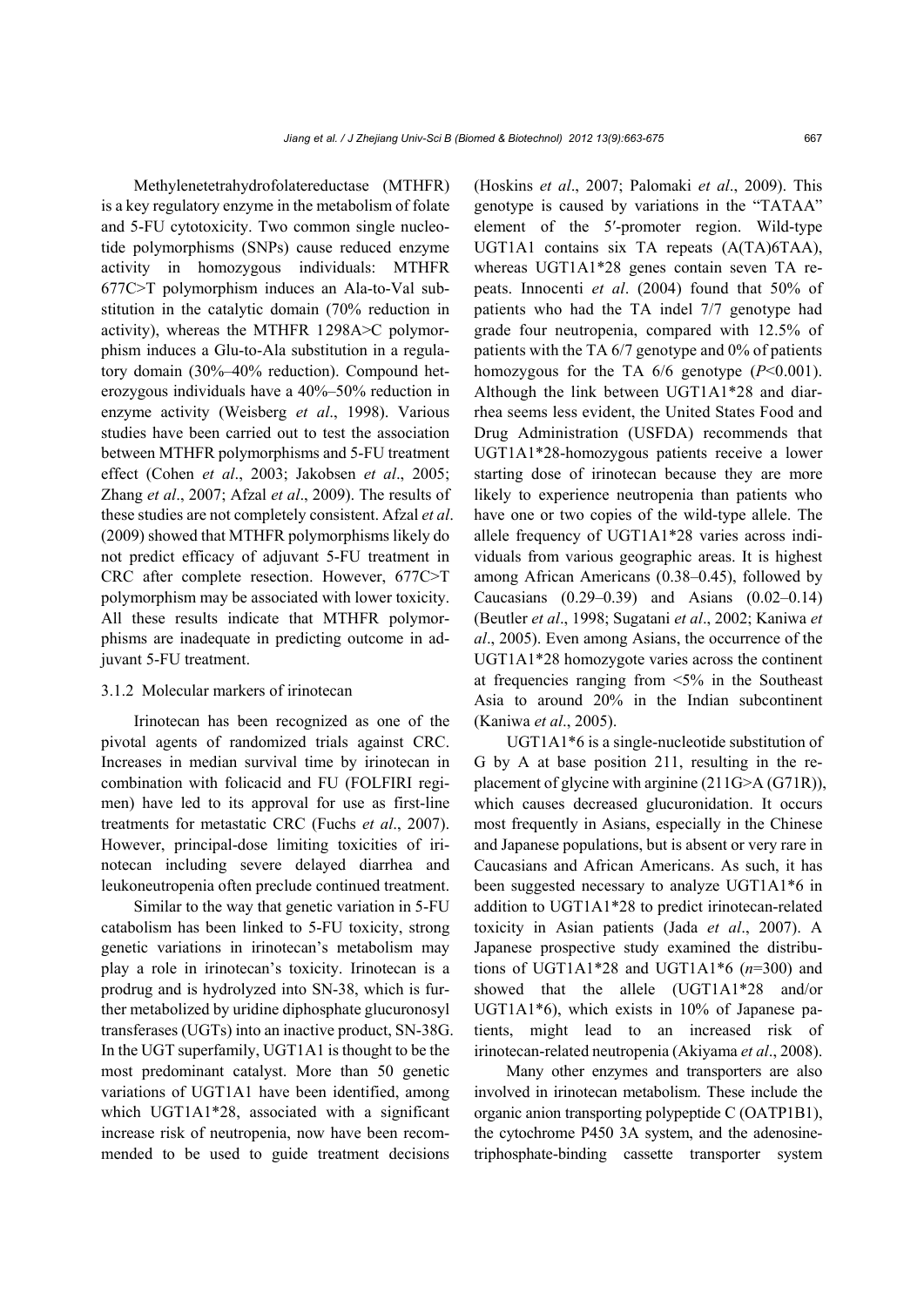Methylenetetrahydrofolatereductase (MTHFR) is a key regulatory enzyme in the metabolism of folate and 5-FU cytotoxicity. Two common single nucleotide polymorphisms (SNPs) cause reduced enzyme activity in homozygous individuals: MTHFR 677C>T polymorphism induces an Ala-to-Val substitution in the catalytic domain (70% reduction in activity), whereas the MTHFR 1298A>C polymorphism induces a Glu-to-Ala substitution in a regulatory domain (30%–40% reduction). Compound heterozygous individuals have a 40%–50% reduction in enzyme activity (Weisberg *et al*., 1998). Various studies have been carried out to test the association between MTHFR polymorphisms and 5-FU treatment effect (Cohen *et al*., 2003; Jakobsen *et al*., 2005; Zhang *et al*., 2007; Afzal *et al*., 2009). The results of these studies are not completely consistent. Afzal *et al*. (2009) showed that MTHFR polymorphisms likely do not predict efficacy of adjuvant 5-FU treatment in CRC after complete resection. However, 677C>T polymorphism may be associated with lower toxicity. All these results indicate that MTHFR polymorphisms are inadequate in predicting outcome in adjuvant 5-FU treatment.

### 3.1.2 Molecular markers of irinotecan

Irinotecan has been recognized as one of the pivotal agents of randomized trials against CRC. Increases in median survival time by irinotecan in combination with folicacid and FU (FOLFIRI regimen) have led to its approval for use as first-line treatments for metastatic CRC (Fuchs *et al*., 2007). However, principal-dose limiting toxicities of irinotecan including severe delayed diarrhea and leukoneutropenia often preclude continued treatment.

Similar to the way that genetic variation in 5-FU catabolism has been linked to 5-FU toxicity, strong genetic variations in irinotecan's metabolism may play a role in irinotecan's toxicity. Irinotecan is a prodrug and is hydrolyzed into SN-38, which is further metabolized by uridine diphosphate glucuronosyl transferases (UGTs) into an inactive product, SN-38G. In the UGT superfamily, UGT1A1 is thought to be the most predominant catalyst. More than 50 genetic variations of UGT1A1 have been identified, among which UGT1A1*28, associated with a significant increase risk of neutropenia, now have been recommended to be used to guide treatment decisions (Hoskins *et al*., 2007; Palomaki *et al*., 2009). This genotype is caused by variations in the "TATAA" element of the 5′-promoter region. Wild-type UGT1A1 contains six TA repeats (A(TA)6TAA), whereas UGT1A1*28 genes contain seven TA repeats. Innocenti *et al*. (2004) found that 50% of patients who had the TA indel 7/7 genotype had grade four neutropenia, compared with 12.5% of patients with the TA 6/7 genotype and 0% of patients homozygous for the TA 6/6 genotype ($P<0.001$). Although the link between UGT1A1*28 and diarrhea seems less evident, the United States Food and Drug Administration (USFDA) recommends that UGT1A1*28-homozygous patients receive a lower starting dose of irinotecan because they are more likely to experience neutropenia than patients who have one or two copies of the wild-type allele. The allele frequency of UGT1A1*28 varies across individuals from various geographic areas. It is highest among African Americans (0.38–0.45), followed by Caucasians (0.29–0.39) and Asians (0.02–0.14) (Beutler *et al*., 1998; Sugatani *et al*., 2002; Kaniwa *et al*., 2005). Even among Asians, the occurrence of the UGT1A1*28 homozygote varies across the continent at frequencies ranging from <5% in the Southeast Asia to around 20% in the Indian subcontinent (Kaniwa *et al*., 2005).

UGT1A1*6 is a single-nucleotide substitution of G by A at base position 211, resulting in the replacement of glycine with arginine (211G>A (G71R)), which causes decreased glucuronidation. It occurs most frequently in Asians, especially in the Chinese and Japanese populations, but is absent or very rare in Caucasians and African Americans. As such, it has been suggested necessary to analyze UGT1A1*6 in addition to UGT1A1*28 to predict irinotecan-related toxicity in Asian patients (Jada *et al*., 2007). A Japanese prospective study examined the distributions of UGT1A1*28 and UGT1A1*6 ($n$=300) and showed that the allele (UGT1A1*28 and/or UGT1A1*6), which exists in 10% of Japanese patients, might lead to an increased risk of irinotecan-related neutropenia (Akiyama *et al*., 2008).

Many other enzymes and transporters are also involved in irinotecan metabolism. These include the organic anion transporting polypeptide C (OATP1B1), the cytochrome P450 3A system, and the adenosine-triphosphate-binding cassette transporter system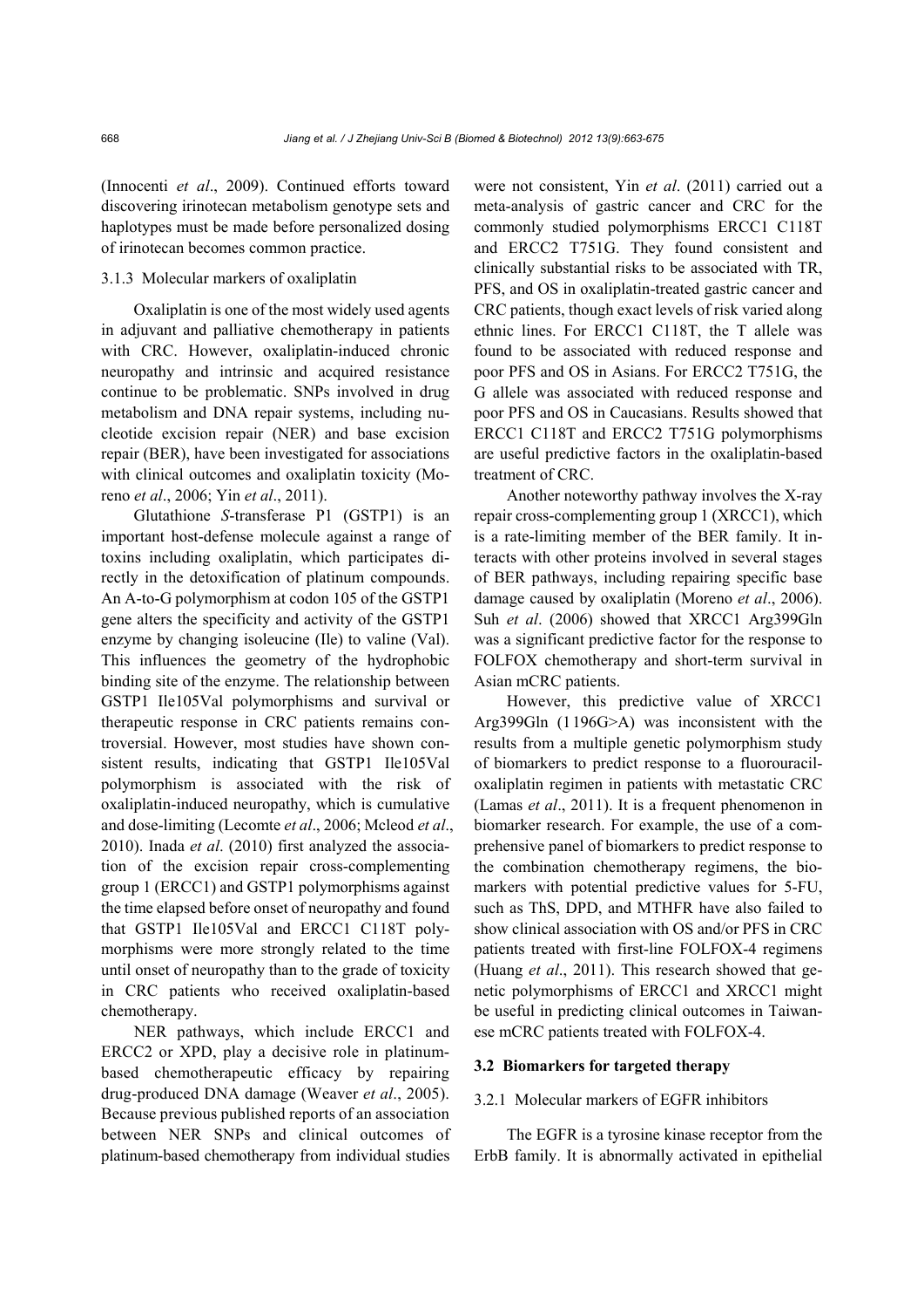(Innocenti *et al*., 2009). Continued efforts toward discovering irinotecan metabolism genotype sets and haplotypes must be made before personalized dosing of irinotecan becomes common practice.

#### 3.1.3 Molecular markers of oxaliplatin

Oxaliplatin is one of the most widely used agents in adjuvant and palliative chemotherapy in patients with CRC. However, oxaliplatin-induced chronic neuropathy and intrinsic and acquired resistance continue to be problematic. SNPs involved in drug metabolism and DNA repair systems, including nucleotide excision repair (NER) and base excision repair (BER), have been investigated for associations with clinical outcomes and oxaliplatin toxicity (Moreno *et al*., 2006; Yin *et al*., 2011).

Glutathione *S*-transferase P1 (GSTP1) is an important host-defense molecule against a range of toxins including oxaliplatin, which participates directly in the detoxification of platinum compounds. An A-to-G polymorphism at codon 105 of the GSTP1 gene alters the specificity and activity of the GSTP1 enzyme by changing isoleucine (Ile) to valine (Val). This influences the geometry of the hydrophobic binding site of the enzyme. The relationship between GSTP1 Ile105Val polymorphisms and survival or therapeutic response in CRC patients remains controversial. However, most studies have shown consistent results, indicating that GSTP1 Ile105Val polymorphism is associated with the risk of oxaliplatin-induced neuropathy, which is cumulative and dose-limiting (Lecomte *et al*., 2006; Mcleod *et al*., 2010). Inada *et al*. (2010) first analyzed the association of the excision repair cross-complementing group 1 (ERCC1) and GSTP1 polymorphisms against the time elapsed before onset of neuropathy and found that GSTP1 Ile105Val and ERCC1 C118T polymorphisms were more strongly related to the time until onset of neuropathy than to the grade of toxicity in CRC patients who received oxaliplatin-based chemotherapy.

NER pathways, which include ERCC1 and ERCC2 or XPD, play a decisive role in platinum-based chemotherapeutic efficacy by repairing drug-produced DNA damage (Weaver *et al*., 2005). Because previous published reports of an association between NER SNPs and clinical outcomes of platinum-based chemotherapy from individual studies were not consistent, Yin *et al*. (2011) carried out a meta-analysis of gastric cancer and CRC for the commonly studied polymorphisms ERCC1 C118T and ERCC2 T751G. They found consistent and clinically substantial risks to be associated with TR, PFS, and OS in oxaliplatin-treated gastric cancer and CRC patients, though exact levels of risk varied along ethnic lines. For ERCC1 C118T, the T allele was found to be associated with reduced response and poor PFS and OS in Asians. For ERCC2 T751G, the G allele was associated with reduced response and poor PFS and OS in Caucasians. Results showed that ERCC1 C118T and ERCC2 T751G polymorphisms are useful predictive factors in the oxaliplatin-based treatment of CRC.

Another noteworthy pathway involves the X-ray repair cross-complementing group 1 (XRCC1), which is a rate-limiting member of the BER family. It interacts with other proteins involved in several stages of BER pathways, including repairing specific base damage caused by oxaliplatin (Moreno *et al*., 2006). Suh *et al*. (2006) showed that XRCC1 Arg399Gln was a significant predictive factor for the response to FOLFOX chemotherapy and short-term survival in Asian mCRC patients.

However, this predictive value of XRCC1 Arg399Gln (1196G>A) was inconsistent with the results from a multiple genetic polymorphism study of biomarkers to predict response to a fluorouracil-oxaliplatin regimen in patients with metastatic CRC (Lamas *et al*., 2011). It is a frequent phenomenon in biomarker research. For example, the use of a comprehensive panel of biomarkers to predict response to the combination chemotherapy regimens, the biomarkers with potential predictive values for 5-FU, such as ThS, DPD, and MTHFR have also failed to show clinical association with OS and/or PFS in CRC patients treated with first-line FOLFOX-4 regimens (Huang *et al*., 2011). This research showed that genetic polymorphisms of ERCC1 and XRCC1 might be useful in predicting clinical outcomes in Taiwanese mCRC patients treated with FOLFOX-4.

### 3.2 Biomarkers for targeted therapy

#### 3.2.1 Molecular markers of EGFR inhibitors

The EGFR is a tyrosine kinase receptor from the ErbB family. It is abnormally activated in epithelial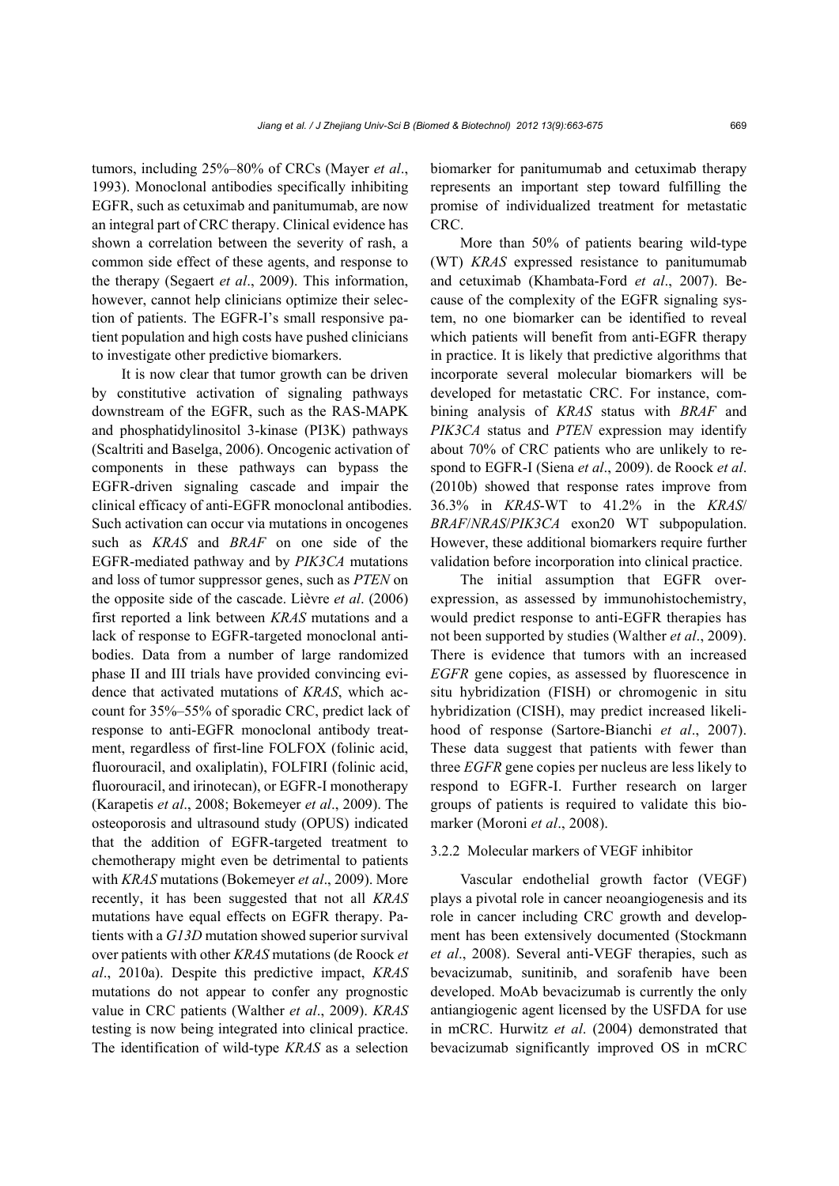tumors, including 25%–80% of CRCs (Mayer *et al*., 1993). Monoclonal antibodies specifically inhibiting EGFR, such as cetuximab and panitumumab, are now an integral part of CRC therapy. Clinical evidence has shown a correlation between the severity of rash, a common side effect of these agents, and response to the therapy (Segaert *et al*., 2009). This information, however, cannot help clinicians optimize their selection of patients. The EGFR-I's small responsive patient population and high costs have pushed clinicians to investigate other predictive biomarkers.

It is now clear that tumor growth can be driven by constitutive activation of signaling pathways downstream of the EGFR, such as the RAS-MAPK and phosphatidylinositol 3-kinase (PI3K) pathways (Scaltriti and Baselga, 2006). Oncogenic activation of components in these pathways can bypass the EGFR-driven signaling cascade and impair the clinical efficacy of anti-EGFR monoclonal antibodies. Such activation can occur via mutations in oncogenes such as *KRAS* and *BRAF* on one side of the EGFR-mediated pathway and by *PIK3CA* mutations and loss of tumor suppressor genes, such as *PTEN* on the opposite side of the cascade. Lièvre *et al*. (2006) first reported a link between *KRAS* mutations and a lack of response to EGFR-targeted monoclonal antibodies. Data from a number of large randomized phase II and III trials have provided convincing evidence that activated mutations of *KRAS*, which account for 35%–55% of sporadic CRC, predict lack of response to anti-EGFR monoclonal antibody treatment, regardless of first-line FOLFOX (folinic acid, fluorouracil, and oxaliplatin), FOLFIRI (folinic acid, fluorouracil, and irinotecan), or EGFR-I monotherapy (Karapetis *et al*., 2008; Bokemeyer *et al*., 2009). The osteoporosis and ultrasound study (OPUS) indicated that the addition of EGFR-targeted treatment to chemotherapy might even be detrimental to patients with *KRAS* mutations (Bokemeyer *et al*., 2009). More recently, it has been suggested that not all *KRAS* mutations have equal effects on EGFR therapy. Patients with a *G13D* mutation showed superior survival over patients with other *KRAS* mutations (de Roock *et al*., 2010a). Despite this predictive impact, *KRAS* mutations do not appear to confer any prognostic value in CRC patients (Walther *et al*., 2009). *KRAS* testing is now being integrated into clinical practice. The identification of wild-type *KRAS* as a selection biomarker for panitumumab and cetuximab therapy represents an important step toward fulfilling the promise of individualized treatment for metastatic CRC.

More than 50% of patients bearing wild-type (WT) *KRAS* expressed resistance to panitumumab and cetuximab (Khambata-Ford *et al*., 2007). Because of the complexity of the EGFR signaling system, no one biomarker can be identified to reveal which patients will benefit from anti-EGFR therapy in practice. It is likely that predictive algorithms that incorporate several molecular biomarkers will be developed for metastatic CRC. For instance, combining analysis of *KRAS* status with *BRAF* and *PIK3CA* status and *PTEN* expression may identify about 70% of CRC patients who are unlikely to respond to EGFR-I (Siena *et al*., 2009). de Roock *et al*. (2010b) showed that response rates improve from 36.3% in *KRAS*-WT to 41.2% in the *KRAS*/*BRAF*/*NRAS*/*PIK3CA* exon20 WT subpopulation. However, these additional biomarkers require further validation before incorporation into clinical practice.

The initial assumption that EGFR overexpression, as assessed by immunohistochemistry, would predict response to anti-EGFR therapies has not been supported by studies (Walther *et al*., 2009). There is evidence that tumors with an increased *EGFR* gene copies, as assessed by fluorescence in situ hybridization (FISH) or chromogenic in situ hybridization (CISH), may predict increased likelihood of response (Sartore-Bianchi *et al*., 2007). These data suggest that patients with fewer than three *EGFR* gene copies per nucleus are less likely to respond to EGFR-I. Further research on larger groups of patients is required to validate this biomarker (Moroni *et al*., 2008).

#### 3.2.2 Molecular markers of VEGF inhibitor

Vascular endothelial growth factor (VEGF) plays a pivotal role in cancer neoangiogenesis and its role in cancer including CRC growth and development has been extensively documented (Stockmann *et al*., 2008). Several anti-VEGF therapies, such as bevacizumab, sunitinib, and sorafenib have been developed. MoAb bevacizumab is currently the only antiangiogenic agent licensed by the USFDA for use in mCRC. Hurwitz *et al*. (2004) demonstrated that bevacizumab significantly improved OS in mCRC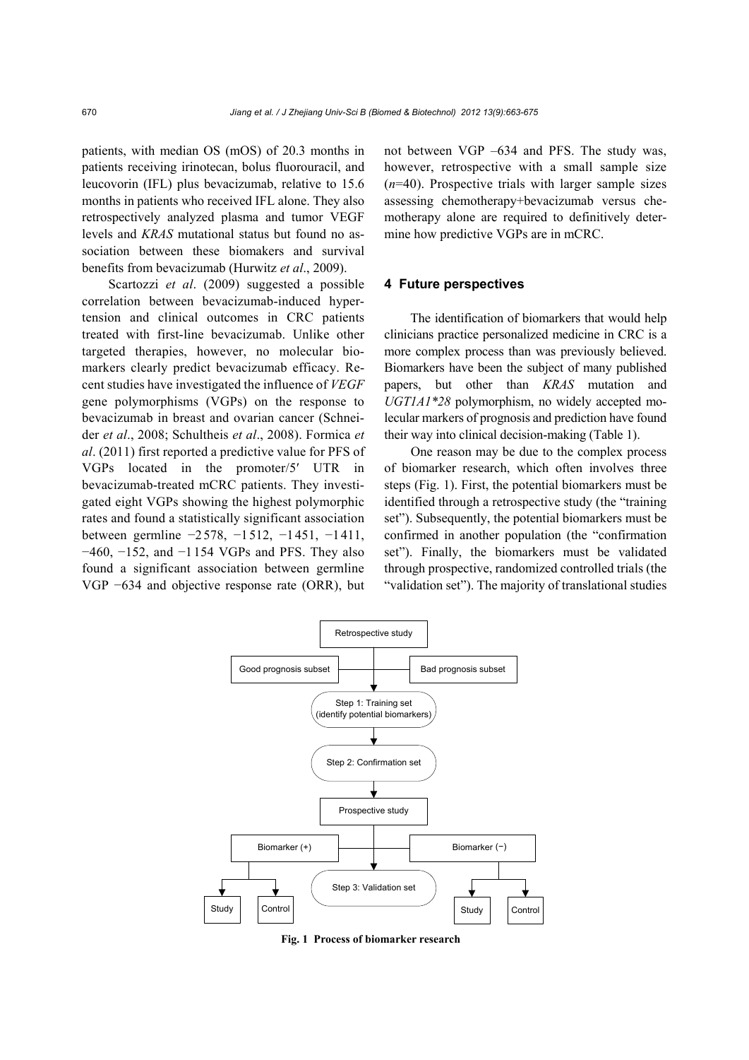patients, with median OS (mOS) of 20.3 months in patients receiving irinotecan, bolus fluorouracil, and leucovorin (IFL) plus bevacizumab, relative to 15.6 months in patients who received IFL alone. They also retrospectively analyzed plasma and tumor VEGF levels and *KRAS* mutational status but found no association between these biomakers and survival benefits from bevacizumab (Hurwitz *et al*., 2009).

Scartozzi *et al*. (2009) suggested a possible correlation between bevacizumab-induced hypertension and clinical outcomes in CRC patients treated with first-line bevacizumab. Unlike other targeted therapies, however, no molecular biomarkers clearly predict bevacizumab efficacy. Recent studies have investigated the influence of *VEGF* gene polymorphisms (VGPs) on the response to bevacizumab in breast and ovarian cancer (Schneider *et al*., 2008; Schultheis *et al*., 2008). Formica *et al*. (2011) first reported a predictive value for PFS of VGPs located in the promoter/5′ UTR in bevacizumab-treated mCRC patients. They investigated eight VGPs showing the highest polymorphic rates and found a statistically significant association between germline −2578, −1512, −1451, −1411, −460, −152, and −1154 VGPs and PFS. They also found a significant association between germline VGP −634 and objective response rate (ORR), but not between VGP –634 and PFS. The study was, however, retrospective with a small sample size ($n$=40). Prospective trials with larger sample sizes assessing chemotherapy+bevacizumab versus chemotherapy alone are required to definitively determine how predictive VGPs are in mCRC.

## 4 Future perspectives

The identification of biomarkers that would help clinicians practice personalized medicine in CRC is a more complex process than was previously believed. Biomarkers have been the subject of many published papers, but other than *KRAS* mutation and *UGT1A1\*28* polymorphism, no widely accepted molecular markers of prognosis and prediction have found their way into clinical decision-making (Table 1).

One reason may be due to the complex process of biomarker research, which often involves three steps (Fig. 1). First, the potential biomarkers must be identified through a retrospective study (the "training set"). Subsequently, the potential biomarkers must be confirmed in another population (the "confirmation set"). Finally, the biomarkers must be validated through prospective, randomized controlled trials (the "validation set"). The majority of translational studies

**Fig. 1 Process of biomarker research**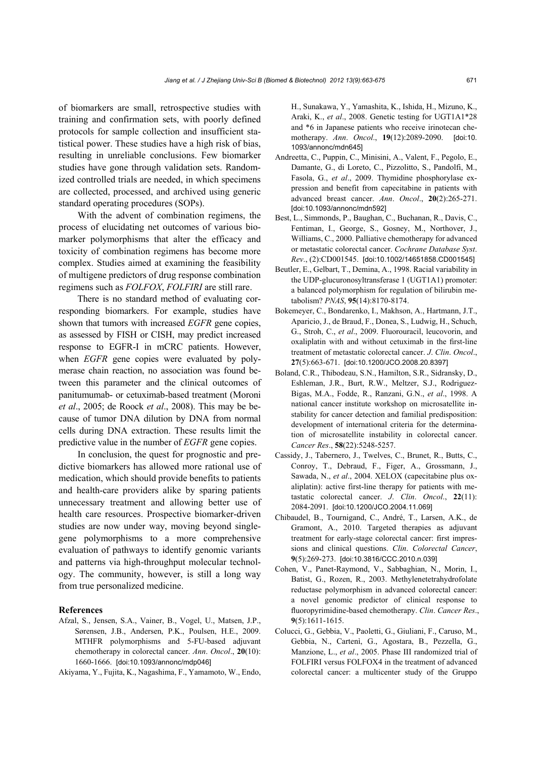of biomarkers are small, retrospective studies with training and confirmation sets, with poorly defined protocols for sample collection and insufficient statistical power. These studies have a high risk of bias, resulting in unreliable conclusions. Few biomarker studies have gone through validation sets. Randomized controlled trials are needed, in which specimens are collected, processed, and archived using generic standard operating procedures (SOPs).

With the advent of combination regimens, the process of elucidating net outcomes of various biomarker polymorphisms that alter the efficacy and toxicity of combination regimens has become more complex. Studies aimed at examining the feasibility of multigene predictors of drug response combination regimens such as *FOLFOX*, *FOLFIRI* are still rare.

There is no standard method of evaluating corresponding biomarkers. For example, studies have shown that tumors with increased *EGFR* gene copies, as assessed by FISH or CISH, may predict increased response to EGFR-I in mCRC patients. However, when *EGFR* gene copies were evaluated by polymerase chain reaction, no association was found between this parameter and the clinical outcomes of panitumumab- or cetuximab-based treatment (Moroni *et al*., 2005; de Roock *et al*., 2008). This may be because of tumor DNA dilution by DNA from normal cells during DNA extraction. These results limit the predictive value in the number of *EGFR* gene copies.

In conclusion, the quest for prognostic and predictive biomarkers has allowed more rational use of medication, which should provide benefits to patients and health-care providers alike by sparing patients unnecessary treatment and allowing better use of health care resources. Prospective biomarker-driven studies are now under way, moving beyond single-gene polymorphisms to a more comprehensive evaluation of pathways to identify genomic variants and patterns via high-throughput molecular technology. The community, however, is still a long way from true personalized medicine.

## References

Afzal, S., Jensen, S.A., Vainer, B., Vogel, U., Matsen, J.P., Sørensen, J.B., Andersen, P.K., Poulsen, H.E., 2009. MTHFR polymorphisms and 5-FU-based adjuvant chemotherapy in colorectal cancer. *Ann*. *Oncol*., **20**(10): 1660-1666. [doi:10.1093/annonc/mdp046]

Akiyama, Y., Fujita, K., Nagashima, F., Yamamoto, W., Endo, H., Sunakawa, Y., Yamashita, K., Ishida, H., Mizuno, K., Araki, K., *et al*., 2008. Genetic testing for UGT1A1*28 and *6 in Japanese patients who receive irinotecan chemotherapy. *Ann*. *Oncol*., **19**(12):2089-2090. [doi:10.1093/annonc/mdn645]

Andreetta, C., Puppin, C., Minisini, A., Valent, F., Pegolo, E., Damante, G., di Loreto, C., Pizzolitto, S., Pandolfi, M., Fasola, G., *et al*., 2009. Thymidine phosphorylase expression and benefit from capecitabine in patients with advanced breast cancer. *Ann*. *Oncol*., **20**(2):265-271. [doi:10.1093/annonc/mdn592]

Best, L., Simmonds, P., Baughan, C., Buchanan, R., Davis, C., Fentiman, I., George, S., Gosney, M., Northover, J., Williams, C., 2000. Palliative chemotherapy for advanced or metastatic colorectal cancer. *Cochrane Database Syst*. *Rev*., (2):CD001545. [doi:10.1002/14651858.CD001545]

Beutler, E., Gelbart, T., Demina, A., 1998. Racial variability in the UDP-glucuronosyltransferase 1 (UGT1A1) promoter: a balanced polymorphism for regulation of bilirubin metabolism? *PNAS*, **95**(14):8170-8174.

Bokemeyer, C., Bondarenko, I., Makhson, A., Hartmann, J.T., Aparicio, J., de Braud, F., Donea, S., Ludwig, H., Schuch, G., Stroh, C., *et al*., 2009. Fluorouracil, leucovorin, and oxaliplatin with and without cetuximab in the first-line treatment of metastatic colorectal cancer. *J*. *Clin*. *Oncol*., **27**(5):663-671. [doi:10.1200/JCO.2008.20.8397]

Boland, C.R., Thibodeau, S.N., Hamilton, S.R., Sidransky, D., Eshleman, J.R., Burt, R.W., Meltzer, S.J., Rodriguez-Bigas, M.A., Fodde, R., Ranzani, G.N., *et al*., 1998. A national cancer institute workshop on microsatellite instability for cancer detection and familial predisposition: development of international criteria for the determination of microsatellite instability in colorectal cancer. *Cancer Res*., **58**(22):5248-5257.

Cassidy, J., Tabernero, J., Twelves, C., Brunet, R., Butts, C., Conroy, T., Debraud, F., Figer, A., Grossmann, J., Sawada, N., *et al*., 2004. XELOX (capecitabine plus oxaliplatin): active first-line therapy for patients with metastatic colorectal cancer. *J*. *Clin*. *Oncol*., **22**(11): 2084-2091. [doi:10.1200/JCO.2004.11.069]

Chibaudel, B., Tournigand, C., André, T., Larsen, A.K., de Gramont, A., 2010. Targeted therapies as adjuvant treatment for early-stage colorectal cancer: first impressions and clinical questions. *Clin*. *Colorectal Cancer*, **9**(5):269-273. [doi:10.3816/CCC.2010.n.039]

Cohen, V., Panet-Raymond, V., Sabbaghian, N., Morin, I., Batist, G., Rozen, R., 2003. Methylenetetrahydrofolate reductase polymorphism in advanced colorectal cancer: a novel genomic predictor of clinical response to fluoropyrimidine-based chemotherapy. *Clin*. *Cancer Res*., **9**(5):1611-1615.

Colucci, G., Gebbia, V., Paoletti, G., Giuliani, F., Caruso, M., Gebbia, N., Cartenì, G., Agostara, B., Pezzella, G., Manzione, L., *et al*., 2005. Phase III randomized trial of FOLFIRI versus FOLFOX4 in the treatment of advanced colorectal cancer: a multicenter study of the Gruppo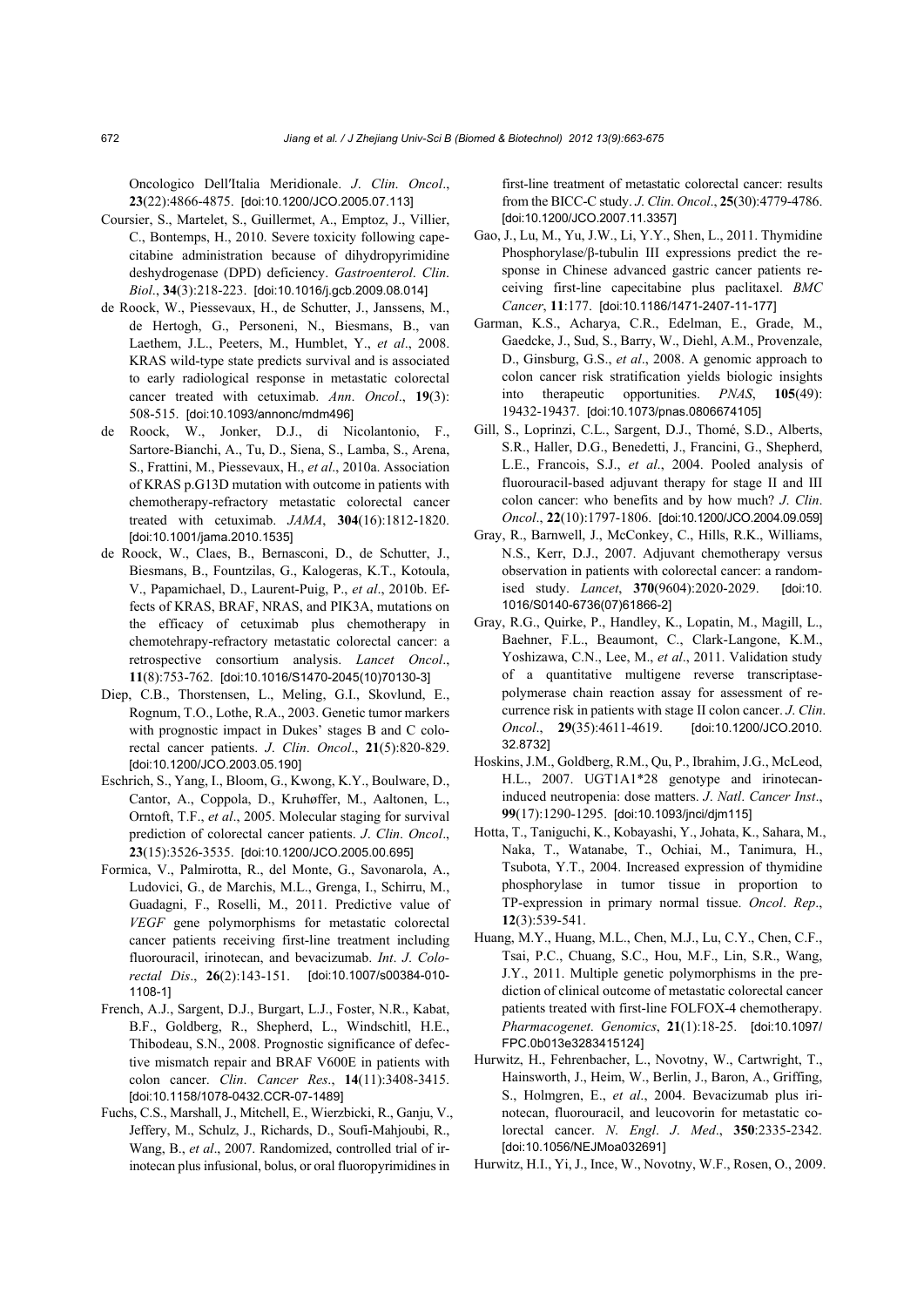Oncologico Dell'Italia Meridionale. *J*. *Clin*. *Oncol*., **23**(22):4866-4875. [doi:10.1200/JCO.2005.07.113]

Coursier, S., Martelet, S., Guillermet, A., Emptoz, J., Villier, C., Bontemps, H., 2010. Severe toxicity following capecitabine administration because of dihydropyrimidine deshydrogenase (DPD) deficiency. *Gastroenterol*. *Clin*. *Biol*., **34**(3):218-223. [doi:10.1016/j.gcb.2009.08.014]

de Roock, W., Piessevaux, H., de Schutter, J., Janssens, M., de Hertogh, G., Personeni, N., Biesmans, B., van Laethem, J.L., Peeters, M., Humblet, Y., *et al*., 2008. KRAS wild-type state predicts survival and is associated to early radiological response in metastatic colorectal cancer treated with cetuximab. *Ann*. *Oncol*., **19**(3): 508-515. [doi:10.1093/annonc/mdm496]

de Roock, W., Jonker, D.J., di Nicolantonio, F., Sartore-Bianchi, A., Tu, D., Siena, S., Lamba, S., Arena, S., Frattini, M., Piessevaux, H., *et al*., 2010a. Association of KRAS p.G13D mutation with outcome in patients with chemotherapy-refractory metastatic colorectal cancer treated with cetuximab. *JAMA*, **304**(16):1812-1820. [doi:10.1001/jama.2010.1535]

de Roock, W., Claes, B., Bernasconi, D., de Schutter, J., Biesmans, B., Fountzilas, G., Kalogeras, K.T., Kotoula, V., Papamichael, D., Laurent-Puig, P., *et al*., 2010b. Effects of KRAS, BRAF, NRAS, and PIK3A, mutations on the efficacy of cetuximab plus chemotherapy in chemotehrapy-refractory metastatic colorectal cancer: a retrospective consortium analysis. *Lancet Oncol*., **11**(8):753-762. [doi:10.1016/S1470-2045(10)70130-3]

Diep, C.B., Thorstensen, L., Meling, G.I., Skovlund, E., Rognum, T.O., Lothe, R.A., 2003. Genetic tumor markers with prognostic impact in Dukes' stages B and C colorectal cancer patients. *J*. *Clin*. *Oncol*., **21**(5):820-829. [doi:10.1200/JCO.2003.05.190]

Eschrich, S., Yang, I., Bloom, G., Kwong, K.Y., Boulware, D., Cantor, A., Coppola, D., Kruhøffer, M., Aaltonen, L., Orntoft, T.F., *et al*., 2005. Molecular staging for survival prediction of colorectal cancer patients. *J*. *Clin*. *Oncol*., **23**(15):3526-3535. [doi:10.1200/JCO.2005.00.695]

Formica, V., Palmirotta, R., del Monte, G., Savonarola, A., Ludovici, G., de Marchis, M.L., Grenga, I., Schirru, M., Guadagni, F., Roselli, M., 2011. Predictive value of *VEGF* gene polymorphisms for metastatic colorectal cancer patients receiving first-line treatment including fluorouracil, irinotecan, and bevacizumab. *Int*. *J*. *Colorectal Dis*., **26**(2):143-151. [doi:10.1007/s00384-010-1108-1]

French, A.J., Sargent, D.J., Burgart, L.J., Foster, N.R., Kabat, B.F., Goldberg, R., Shepherd, L., Windschitl, H.E., Thibodeau, S.N., 2008. Prognostic significance of defective mismatch repair and BRAF V600E in patients with colon cancer. *Clin*. *Cancer Res*., **14**(11):3408-3415. [doi:10.1158/1078-0432.CCR-07-1489]

Fuchs, C.S., Marshall, J., Mitchell, E., Wierzbicki, R., Ganju, V., Jeffery, M., Schulz, J., Richards, D., Soufi-Mahjoubi, R., Wang, B., *et al*., 2007. Randomized, controlled trial of irinotecan plus infusional, bolus, or oral fluoropyrimidines in first-line treatment of metastatic colorectal cancer: results from the BICC-C study. *J*. *Clin*. *Oncol*., **25**(30):4779-4786. [doi:10.1200/JCO.2007.11.3357]

Gao, J., Lu, M., Yu, J.W., Li, Y.Y., Shen, L., 2011. Thymidine Phosphorylase/β-tubulin III expressions predict the response in Chinese advanced gastric cancer patients receiving first-line capecitabine plus paclitaxel. *BMC Cancer*, **11**:177. [doi:10.1186/1471-2407-11-177]

Garman, K.S., Acharya, C.R., Edelman, E., Grade, M., Gaedcke, J., Sud, S., Barry, W., Diehl, A.M., Provenzale, D., Ginsburg, G.S., *et al*., 2008. A genomic approach to colon cancer risk stratification yields biologic insights into therapeutic opportunities. *PNAS*, **105**(49): 19432-19437. [doi:10.1073/pnas.0806674105]

Gill, S., Loprinzi, C.L., Sargent, D.J., Thomé, S.D., Alberts, S.R., Haller, D.G., Benedetti, J., Francini, G., Shepherd, L.E., Francois, S.J., *et al*., 2004. Pooled analysis of fluorouracil-based adjuvant therapy for stage II and III colon cancer: who benefits and by how much? *J*. *Clin*. *Oncol*., **22**(10):1797-1806. [doi:10.1200/JCO.2004.09.059]

Gray, R., Barnwell, J., McConkey, C., Hills, R.K., Williams, N.S., Kerr, D.J., 2007. Adjuvant chemotherapy versus observation in patients with colorectal cancer: a randomised study. *Lancet*, **370**(9604):2020-2029. [doi:10.1016/S0140-6736(07)61866-2]

Gray, R.G., Quirke, P., Handley, K., Lopatin, M., Magill, L., Baehner, F.L., Beaumont, C., Clark-Langone, K.M., Yoshizawa, C.N., Lee, M., *et al*., 2011. Validation study of a quantitative multigene reverse transcriptase-polymerase chain reaction assay for assessment of recurrence risk in patients with stage II colon cancer. *J*. *Clin*. *Oncol*., **29**(35):4611-4619. [doi:10.1200/JCO.2010.32.8732]

Hoskins, J.M., Goldberg, R.M., Qu, P., Ibrahim, J.G., McLeod, H.L., 2007. UGT1A1*28 genotype and irinotecan-induced neutropenia: dose matters. *J*. *Natl*. *Cancer Inst*., **99**(17):1290-1295. [doi:10.1093/jnci/djm115]

Hotta, T., Taniguchi, K., Kobayashi, Y., Johata, K., Sahara, M., Naka, T., Watanabe, T., Ochiai, M., Tanimura, H., Tsubota, Y.T., 2004. Increased expression of thymidine phosphorylase in tumor tissue in proportion to TP-expression in primary normal tissue. *Oncol*. *Rep*., **12**(3):539-541.

Huang, M.Y., Huang, M.L., Chen, M.J., Lu, C.Y., Chen, C.F., Tsai, P.C., Chuang, S.C., Hou, M.F., Lin, S.R., Wang, J.Y., 2011. Multiple genetic polymorphisms in the prediction of clinical outcome of metastatic colorectal cancer patients treated with first-line FOLFOX-4 chemotherapy. *Pharmacogenet*. *Genomics*, **21**(1):18-25. [doi:10.1097/FPC.0b013e3283415124]

Hurwitz, H., Fehrenbacher, L., Novotny, W., Cartwright, T., Hainsworth, J., Heim, W., Berlin, J., Baron, A., Griffing, S., Holmgren, E., *et al*., 2004. Bevacizumab plus irinotecan, fluorouracil, and leucovorin for metastatic colorectal cancer. *N*. *Engl*. *J*. *Med*., **350**:2335-2342. [doi:10.1056/NEJMoa032691]

Hurwitz, H.I., Yi, J., Ince, W., Novotny, W.F., Rosen, O., 2009.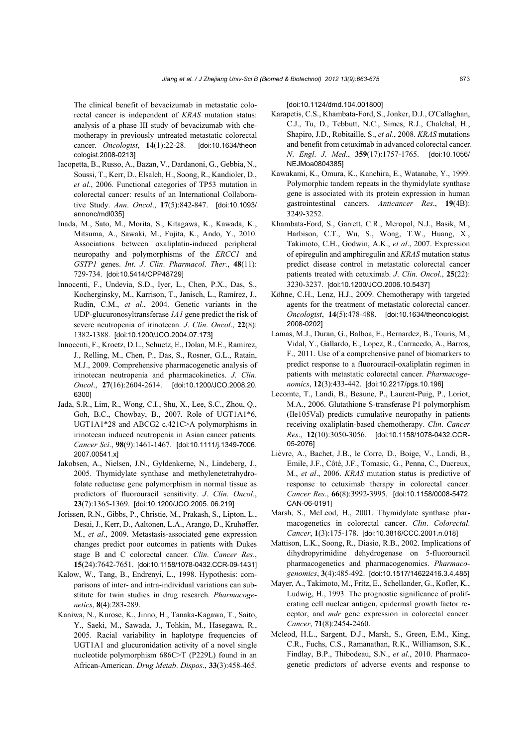The clinical benefit of bevacizumab in metastatic colorectal cancer is independent of *KRAS* mutation status: analysis of a phase III study of bevacizumab with chemotherapy in previously untreated metastatic colorectal cancer. *Oncologist*, **14**(1):22-28. [doi:10.1634/theoncologist.2008-0213]

Iacopetta, B., Russo, A., Bazan, V., Dardanoni, G., Gebbia, N., Soussi, T., Kerr, D., Elsaleh, H., Soong, R., Kandioler, D., *et al*., 2006. Functional categories of TP53 mutation in colorectal cancer: results of an International Collaborative Study. *Ann*. *Oncol*., **17**(5):842-847. [doi:10.1093/annonc/mdl035]

Inada, M., Sato, M., Morita, S., Kitagawa, K., Kawada, K., Mitsuma, A., Sawaki, M., Fujita, K., Ando, Y., 2010. Associations between oxaliplatin-induced peripheral neuropathy and polymorphisms of the *ERCC1* and *GSTP1* genes. *Int*. *J*. *Clin*. *Pharmacol*. *Ther*., **48**(11): 729-734. [doi:10.5414/CPP48729]

Innocenti, F., Undevia, S.D., Iyer, L., Chen, P.X., Das, S., Kocherginsky, M., Karrison, T., Janisch, L., Ramírez, J., Rudin, C.M., *et al*., 2004. Genetic variants in the UDP-glucuronosyltransferase *1A1* gene predict the risk of severe neutropenia of irinotecan. *J*. *Clin*. *Oncol*., **22**(8): 1382-1388. [doi:10.1200/JCO.2004.07.173]

Innocenti, F., Kroetz, D.L., Schuetz, E., Dolan, M.E., Ramírez, J., Relling, M., Chen, P., Das, S., Rosner, G.L., Ratain, M.J., 2009. Comprehensive pharmacogenetic analysis of irinotecan neutropenia and pharmacokinetics. *J*. *Clin*. *Oncol*., **27**(16):2604-2614. [doi:10.1200/JCO.2008.20.6300]

Jada, S.R., Lim, R., Wong, C.I., Shu, X., Lee, S.C., Zhou, Q., Goh, B.C., Chowbay, B., 2007. Role of UGT1A1*6, UGT1A1*28 and ABCG2 c.421C>A polymorphisms in irinotecan induced neutropenia in Asian cancer patients. *Cancer Sci*., **98**(9):1461-1467. [doi:10.1111/j.1349-7006.2007.00541.x]

Jakobsen, A., Nielsen, J.N., Gyldenkerne, N., Lindeberg, J., 2005. Thymidylate synthase and methylenetetrahydrofolate reductase gene polymorphism in normal tissue as predictors of fluorouracil sensitivity. *J*. *Clin*. *Oncol*., **23**(7):1365-1369. [doi:10.1200/JCO.2005.06.219]

Jorissen, R.N., Gibbs, P., Christie, M., Prakash, S., Lipton, L., Desai, J., Kerr, D., Aaltonen, L.A., Arango, D., Kruhøffer, M., *et al*., 2009. Metastasis-associated gene expression changes predict poor outcomes in patients with Dukes stage B and C colorectal cancer. *Clin*. *Cancer Res*., **15**(24):7642-7651. [doi:10.1158/1078-0432.CCR-09-1431]

Kalow, W., Tang, B., Endrenyi, L., 1998. Hypothesis: comparisons of inter- and intra-individual variations can substitute for twin studies in drug research. *Pharmacogenetics*, **8**(4):283-289.

Kaniwa, N., Kurose, K., Jinno, H., Tanaka-Kagawa, T., Saito, Y., Saeki, M., Sawada, J., Tohkin, M., Hasegawa, R., 2005. Racial variability in haplotype frequencies of UGT1A1 and glucuronidation activity of a novel single nucleotide polymorphism 686C>T (P229L) found in an African-American. *Drug Metab*. *Dispos*., **33**(3):458-465. [doi:10.1124/dmd.104.001800]

Karapetis, C.S., Khambata-Ford, S., Jonker, D.J., O'Callaghan, C.J., Tu, D., Tebbutt, N.C., Simes, R.J., Chalchal, H., Shapiro, J.D., Robitaille, S., *et al*., 2008. *KRAS* mutations and benefit from cetuximab in advanced colorectal cancer. *N*. *Engl*. *J*. *Med*., **359**(17):1757-1765. [doi:10.1056/NEJMoa0804385]

Kawakami, K., Omura, K., Kanehira, E., Watanabe, Y., 1999. Polymorphic tandem repeats in the thymidylate synthase gene is associated with its protein expression in human gastrointestinal cancers. *Anticancer Res*., **19**(4B): 3249-3252.

Khambata-Ford, S., Garrett, C.R., Meropol, N.J., Basik, M., Harbison, C.T., Wu, S., Wong, T.W., Huang, X., Takimoto, C.H., Godwin, A.K., *et al*., 2007. Expression of epiregulin and amphiregulin and *KRAS* mutation status predict disease control in metastatic colorectal cancer patients treated with cetuximab. *J*. *Clin*. *Oncol*., **25**(22): 3230-3237. [doi:10.1200/JCO.2006.10.5437]

Köhne, C.H., Lenz, H.J., 2009. Chemotherapy with targeted agents for the treatment of metastatic colorectal cancer. *Oncologist*, **14**(5):478-488. [doi:10.1634/theoncologist.2008-0202]

Lamas, M.J., Duran, G., Balboa, E., Bernardez, B., Touris, M., Vidal, Y., Gallardo, E., Lopez, R., Carracedo, A., Barros, F., 2011. Use of a comprehensive panel of biomarkers to predict response to a fluorouracil-oxaliplatin regimen in patients with metastatic colorectal cancer. *Pharmacogenomics*, **12**(3):433-442. [doi:10.2217/pgs.10.196]

Lecomte, T., Landi, B., Beaune, P., Laurent-Puig, P., Loriot, M.A., 2006. Glutathione S-transferase P1 polymorphism (Ile105Val) predicts cumulative neuropathy in patients receiving oxaliplatin-based chemotherapy. *Clin*. *Cancer Res*., **12**(10):3050-3056. [doi:10.1158/1078-0432.CCR-05-2076]

Lièvre, A., Bachet, J.B., le Corre, D., Boige, V., Landi, B., Emile, J.F., Côté, J.F., Tomasic, G., Penna, C., Ducreux, M., *et al*., 2006. *KRAS* mutation status is predictive of response to cetuximab therapy in colorectal cancer. *Cancer Res*., **66**(8):3992-3995. [doi:10.1158/0008-5472.CAN-06-0191]

Marsh, S., McLeod, H., 2001. Thymidylate synthase pharmacogenetics in colorectal cancer. *Clin*. *Colorectal*. *Cancer*, **1**(3):175-178. [doi:10.3816/CCC.2001.n.018]

Mattison, L.K., Soong, R., Diasio, R.B., 2002. Implications of dihydropyrimidine dehydrogenase on 5-fluorouracil pharmacogenetics and pharmacogenomics. *Pharmacogenomics*, **3**(4):485-492. [doi:10.1517/14622416.3.4.485]

Mayer, A., Takimoto, M., Fritz, E., Schellander, G., Kofler, K., Ludwig, H., 1993. The prognostic significance of proliferating cell nuclear antigen, epidermal growth factor receptor, and *mdr* gene expression in colorectal cancer. *Cancer*, **71**(8):2454-2460.

Mcleod, H.L., Sargent, D.J., Marsh, S., Green, E.M., King, C.R., Fuchs, C.S., Ramanathan, R.K., Williamson, S.K., Findlay, B.P., Thibodeau, S.N., *et al*., 2010. Pharmacogenetic predictors of adverse events and response to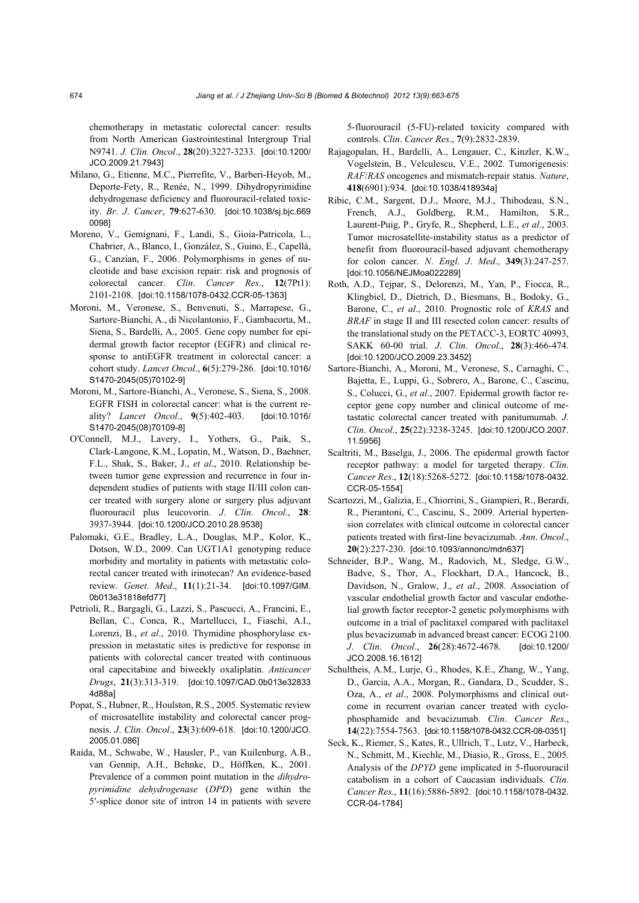chemotherapy in metastatic colorectal cancer: results from North American Gastrointestinal Intergroup Trial N9741. *J. Clin. Oncol*., **28**(20):3227-3233. [doi:10.1200/JCO.2009.21.7943]

Milano, G., Etienne, M.C., Pierrefite, V., Barberi-Heyob, M., Deporte-Fety, R., Renée, N., 1999. Dihydropyrimidine dehydrogenase deficiency and fluorouracil-related toxicity. *Br*. *J*. *Cancer*, **79**:627-630. [doi:10.1038/sj.bjc.6690098]

Moreno, V., Gemignani, F., Landi, S., Gioia-Patricola, L., Chabrier, A., Blanco, I., González, S., Guino, E., Capellà, G., Canzian, F., 2006. Polymorphisms in genes of nucleotide and base excision repair: risk and prognosis of colorectal cancer. *Clin*. *Cancer Res*., **12**(7Pt1): 2101-2108. [doi:10.1158/1078-0432.CCR-05-1363]

Moroni, M., Veronese, S., Benvenuti, S., Marrapese, G., Sartore-Bianchi, A., di Nicolantonio, F., Gambacorta, M., Siena, S., Bardelli, A., 2005. Gene copy number for epidermal growth factor receptor (EGFR) and clinical response to antiEGFR treatment in colorectal cancer: a cohort study. *Lancet Oncol*., **6**(5):279-286. [doi:10.1016/S1470-2045(05)70102-9]

Moroni, M., Sartore-Bianchi, A., Veronese, S., Siena, S., 2008. EGFR FISH in colorectal cancer: what is the current reality? *Lancet Oncol*., **9**(5):402-403. [doi:10.1016/S1470-2045(08)70109-8]

O′Connell, M.J., Lavery, I., Yothers, G., Paik, S., Clark-Langone, K.M., Lopatin, M., Watson, D., Baehner, F.L., Shak, S., Baker, J., *et al*., 2010. Relationship between tumor gene expression and recurrence in four independent studies of patients with stage II/III colon cancer treated with surgery alone or surgery plus adjuvant fluorouracil plus leucovorin. *J*. *Clin*. *Oncol*., **28**: 3937-3944. [doi:10.1200/JCO.2010.28.9538]

Palomaki, G.E., Bradley, L.A., Douglas, M.P., Kolor, K., Dotson, W.D., 2009. Can UGT1A1 genotyping reduce morbidity and mortality in patients with metastatic colorectal cancer treated with irinotecan? An evidence-based review. *Genet*. *Med*., **11**(1):21-34. [doi:10.1097/GIM.0b013e31818efd77]

Petrioli, R., Bargagli, G., Lazzi, S., Pascucci, A., Francini, E., Bellan, C., Conca, R., Martellucci, I., Fiaschi, A.I., Lorenzi, B., *et al*., 2010. Thymidine phosphorylase expression in metastatic sites is predictive for response in patients with colorectal cancer treated with continuous oral capecitabine and biweekly oxaliplatin. *Anticancer Drugs*, **21**(3):313-319. [doi:10.1097/CAD.0b013e328334d88a]

Popat, S., Hubner, R., Houlston, R.S., 2005. Systematic review of microsatellite instability and colorectal cancer prognosis. *J*. *Clin*. *Oncol*., **23**(3):609-618. [doi:10.1200/JCO.2005.01.086]

Raida, M., Schwabe, W., Hausler, P., van Kuilenburg, A.B., van Gennip, A.H., Behnke, D., Höffken, K., 2001. Prevalence of a common point mutation in the *dihydropyrimidine dehydrogenase* (*DPD*) gene within the 5′-splice donor site of intron 14 in patients with severe 5-fluorouracil (5-FU)-related toxicity compared with controls. *Clin*. *Cancer Res*., **7**(9):2832-2839.

Rajagopalan, H., Bardelli, A., Lengauer, C., Kinzler, K.W., Vogelstein, B., Velculescu, V.E., 2002. Tumorigenesis: *RAF*/*RAS* oncogenes and mismatch-repair status. *Nature*, **418**(6901):934. [doi:10.1038/418934a]

Ribic, C.M., Sargent, D.J., Moore, M.J., Thibodeau, S.N., French, A.J., Goldberg, R.M., Hamilton, S.R., Laurent-Puig, P., Gryfe, R., Shepherd, L.E., *et al*., 2003. Tumor microsatellite-instability status as a predictor of benefit from fluorouracil-based adjuvant chemotherapy for colon cancer. *N*. *Engl*. *J*. *Med*., **349**(3):247-257. [doi:10.1056/NEJMoa022289]

Roth, A.D., Tejpar, S., Delorenzi, M., Yan, P., Fiocca, R., Klingbiel, D., Dietrich, D., Biesmans, B., Bodoky, G., Barone, C., *et al*., 2010. Prognostic role of *KRAS* and *BRAF* in stage II and III resected colon cancer: results of the translational study on the PETACC-3, EORTC 40993, SAKK 60-00 trial. *J*. *Clin*. *Oncol*., **28**(3):466-474. [doi:10.1200/JCO.2009.23.3452]

Sartore-Bianchi, A., Moroni, M., Veronese, S., Carnaghi, C., Bajetta, E., Luppi, G., Sobrero, A., Barone, C., Cascinu, S., Colucci, G., *et al*., 2007. Epidermal growth factor receptor gene copy number and clinical outcome of metastatic colorectal cancer treated with panitumumab. *J*. *Clin*. *Oncol*., **25**(22):3238-3245. [doi:10.1200/JCO.2007.11.5956]

Scaltriti, M., Baselga, J., 2006. The epidermal growth factor receptor pathway: a model for targeted therapy. *Clin*. *Cancer Res*., **12**(18):5268-5272. [doi:10.1158/1078-0432.CCR-05-1554]

Scartozzi, M., Galizia, E., Chiorrini, S., Giampieri, R., Berardi, R., Pierantoni, C., Cascinu, S., 2009. Arterial hypertension correlates with clinical outcome in colorectal cancer patients treated with first-line bevacizumab. *Ann*. *Oncol*., **20**(2):227-230. [doi:10.1093/annonc/mdn637]

Schneider, B.P., Wang, M., Radovich, M., Sledge, G.W., Badve, S., Thor, A., Flockhart, D.A., Hancock, B., Davidson, N., Gralow, J., *et al*., 2008. Association of vascular endothelial growth factor and vascular endothelial growth factor receptor-2 genetic polymorphisms with outcome in a trial of paclitaxel compared with paclitaxel plus bevacizumab in advanced breast cancer: ECOG 2100. *J*. *Clin*. *Oncol*., **26**(28):4672-4678. [doi:10.1200/JCO.2008.16.1612]

Schultheis, A.M., Lurje, G., Rhodes, K.E., Zhang, W., Yang, D., Garcia, A.A., Morgan, R., Gandara, D., Scudder, S., Oza, A., *et al*., 2008. Polymorphisms and clinical outcome in recurrent ovarian cancer treated with cyclophosphamide and bevacizumab. *Clin*. *Cancer Res*., **14**(22):7554-7563. [doi:10.1158/1078-0432.CCR-08-0351]

Seck, K., Riemer, S., Kates, R., Ullrich, T., Lutz, V., Harbeck, N., Schmitt, M., Kiechle, M., Diasio, R., Gross, E., 2005. Analysis of the *DPYD* gene implicated in 5-fluorouracil catabolism in a cohort of Caucasian individuals. *Clin*. *Cancer Res*., **11**(16):5886-5892. [doi:10.1158/1078-0432.CCR-04-1784]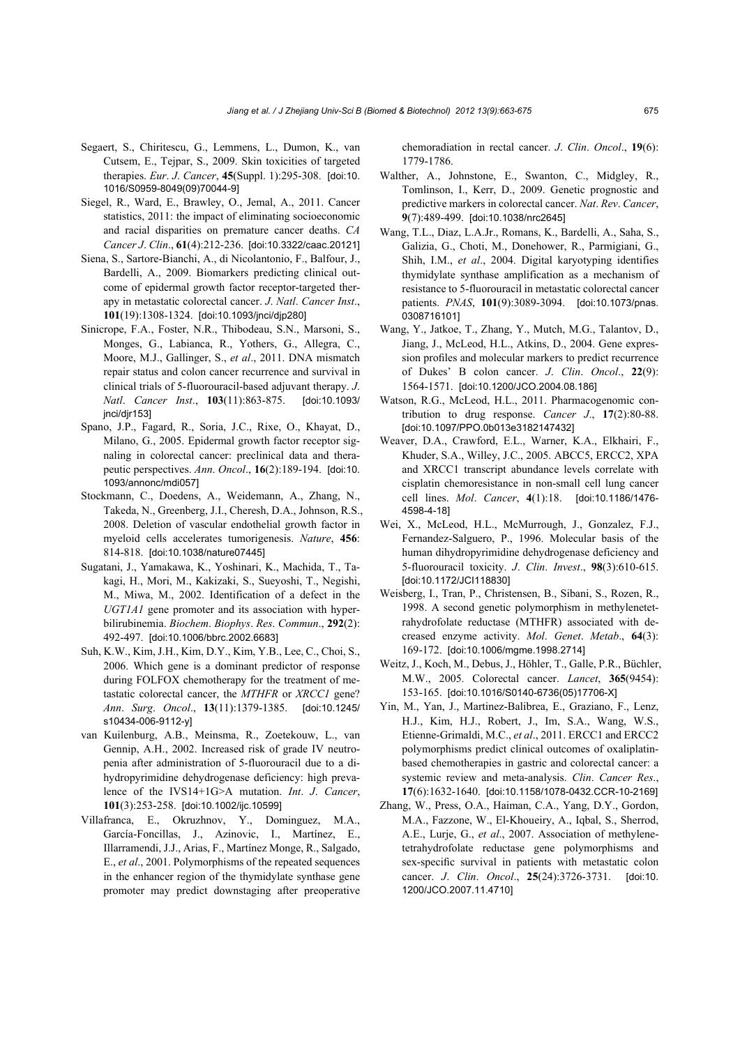Segaert, S., Chiritescu, G., Lemmens, L., Dumon, K., van Cutsem, E., Tejpar, S., 2009. Skin toxicities of targeted therapies. *Eur*. *J*. *Cancer*, **45**(Suppl. 1):295-308. [doi:10.1016/S0959-8049(09)70044-9]

Siegel, R., Ward, E., Brawley, O., Jemal, A., 2011. Cancer statistics, 2011: the impact of eliminating socioeconomic and racial disparities on premature cancer deaths. *CA Cancer J*. *Clin*., **61**(4):212-236. [doi:10.3322/caac.20121]

Siena, S., Sartore-Bianchi, A., di Nicolantonio, F., Balfour, J., Bardelli, A., 2009. Biomarkers predicting clinical outcome of epidermal growth factor receptor-targeted therapy in metastatic colorectal cancer. *J*. *Natl*. *Cancer Inst*., **101**(19):1308-1324. [doi:10.1093/jnci/djp280]

Sinicrope, F.A., Foster, N.R., Thibodeau, S.N., Marsoni, S., Monges, G., Labianca, R., Yothers, G., Allegra, C., Moore, M.J., Gallinger, S., *et al*., 2011. DNA mismatch repair status and colon cancer recurrence and survival in clinical trials of 5-fluorouracil-based adjuvant therapy. *J*. *Natl*. *Cancer Inst*., **103**(11):863-875. [doi:10.1093/jnci/djr153]

Spano, J.P., Fagard, R., Soria, J.C., Rixe, O., Khayat, D., Milano, G., 2005. Epidermal growth factor receptor signaling in colorectal cancer: preclinical data and therapeutic perspectives. *Ann*. *Oncol*., **16**(2):189-194. [doi:10.1093/annonc/mdi057]

Stockmann, C., Doedens, A., Weidemann, A., Zhang, N., Takeda, N., Greenberg, J.I., Cheresh, D.A., Johnson, R.S., 2008. Deletion of vascular endothelial growth factor in myeloid cells accelerates tumorigenesis. *Nature*, **456**: 814-818. [doi:10.1038/nature07445]

Sugatani, J., Yamakawa, K., Yoshinari, K., Machida, T., Takagi, H., Mori, M., Kakizaki, S., Sueyoshi, T., Negishi, M., Miwa, M., 2002. Identification of a defect in the *UGT1A1* gene promoter and its association with hyperbilirubinemia. *Biochem*. *Biophys*. *Res*. *Commun*., **292**(2): 492-497. [doi:10.1006/bbrc.2002.6683]

Suh, K.W., Kim, J.H., Kim, D.Y., Kim, Y.B., Lee, C., Choi, S., 2006. Which gene is a dominant predictor of response during FOLFOX chemotherapy for the treatment of metastatic colorectal cancer, the *MTHFR* or *XRCC1* gene? *Ann*. *Surg*. *Oncol*., **13**(11):1379-1385. [doi:10.1245/s10434-006-9112-y]

van Kuilenburg, A.B., Meinsma, R., Zoetekouw, L., van Gennip, A.H., 2002. Increased risk of grade IV neutropenia after administration of 5-fluorouracil due to a dihydropyrimidine dehydrogenase deficiency: high prevalence of the IVS14+1G>A mutation. *Int*. *J*. *Cancer*, **101**(3):253-258. [doi:10.1002/ijc.10599]

Villafranca, E., Okruzhnov, Y., Dominguez, M.A., García-Foncillas, J., Azinovic, I., Martínez, E., Illarramendi, J.J., Arias, F., Martínez Monge, R., Salgado, E., *et al*., 2001. Polymorphisms of the repeated sequences in the enhancer region of the thymidylate synthase gene promoter may predict downstaging after preoperative chemoradiation in rectal cancer. *J*. *Clin*. *Oncol*., **19**(6): 1779-1786.

Walther, A., Johnstone, E., Swanton, C., Midgley, R., Tomlinson, I., Kerr, D., 2009. Genetic prognostic and predictive markers in colorectal cancer. *Nat*. *Rev*. *Cancer*, **9**(7):489-499. [doi:10.1038/nrc2645]

Wang, T.L., Diaz, L.A.Jr., Romans, K., Bardelli, A., Saha, S., Galizia, G., Choti, M., Donehower, R., Parmigiani, G., Shih, I.M., *et al*., 2004. Digital karyotyping identifies thymidylate synthase amplification as a mechanism of resistance to 5-fluorouracil in metastatic colorectal cancer patients. *PNAS*, **101**(9):3089-3094. [doi:10.1073/pnas.0308716101]

Wang, Y., Jatkoe, T., Zhang, Y., Mutch, M.G., Talantov, D., Jiang, J., McLeod, H.L., Atkins, D., 2004. Gene expression profiles and molecular markers to predict recurrence of Dukes' B colon cancer. *J*. *Clin*. *Oncol*., **22**(9): 1564-1571. [doi:10.1200/JCO.2004.08.186]

Watson, R.G., McLeod, H.L., 2011. Pharmacogenomic contribution to drug response. *Cancer J*., **17**(2):80-88. [doi:10.1097/PPO.0b013e3182147432]

Weaver, D.A., Crawford, E.L., Warner, K.A., Elkhairi, F., Khuder, S.A., Willey, J.C., 2005. ABCC5, ERCC2, XPA and XRCC1 transcript abundance levels correlate with cisplatin chemoresistance in non-small cell lung cancer cell lines. *Mol*. *Cancer*, **4**(1):18. [doi:10.1186/1476-4598-4-18]

Wei, X., McLeod, H.L., McMurrough, J., Gonzalez, F.J., Fernandez-Salguero, P., 1996. Molecular basis of the human dihydropyrimidine dehydrogenase deficiency and 5-fluorouracil toxicity. *J*. *Clin*. *Invest*., **98**(3):610-615. [doi:10.1172/JCI118830]

Weisberg, I., Tran, P., Christensen, B., Sibani, S., Rozen, R., 1998. A second genetic polymorphism in methylenetetrahydrofolate reductase (MTHFR) associated with decreased enzyme activity. *Mol*. *Genet*. *Metab*., **64**(3): 169-172. [doi:10.1006/mgme.1998.2714]

Weitz, J., Koch, M., Debus, J., Höhler, T., Galle, P.R., Büchler, M.W., 2005. Colorectal cancer. *Lancet*, **365**(9454): 153-165. [doi:10.1016/S0140-6736(05)17706-X]

Yin, M., Yan, J., Martinez-Balibrea, E., Graziano, F., Lenz, H.J., Kim, H.J., Robert, J., Im, S.A., Wang, W.S., Etienne-Grimaldi, M.C., *et al*., 2011. ERCC1 and ERCC2 polymorphisms predict clinical outcomes of oxaliplatin-based chemotherapies in gastric and colorectal cancer: a systemic review and meta-analysis. *Clin*. *Cancer Res*., **17**(6):1632-1640. [doi:10.1158/1078-0432.CCR-10-2169]

Zhang, W., Press, O.A., Haiman, C.A., Yang, D.Y., Gordon, M.A., Fazzone, W., El-Khoueiry, A., Iqbal, S., Sherrod, A.E., Lurje, G., *et al*., 2007. Association of methylenetetrahydrofolate reductase gene polymorphisms and sex-specific survival in patients with metastatic colon cancer. *J*. *Clin*. *Oncol*., **25**(24):3726-3731. [doi:10.1200/JCO.2007.11.4710]